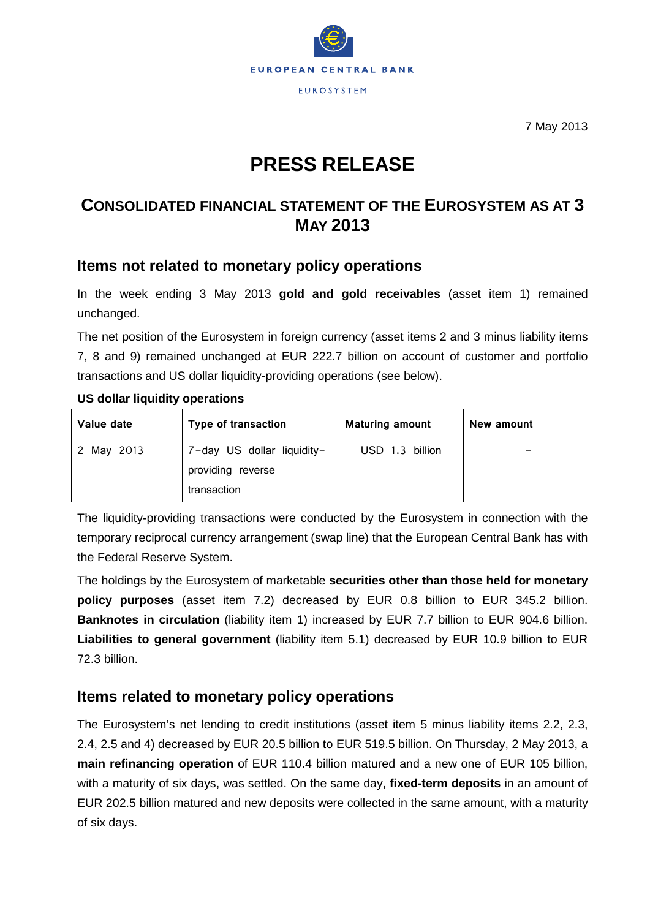EUROPEAN CENTRAL BANK

EUROSYSTEM

7 May 2013

# PRESS RELEASE

## CONSOLIDATED FINANCIAL STATEMENT OF THE EUROSYSTEM AS AT 3 MAY 2013

### Items not related to monetary policy operations

In the week ending 3 May 2013 **gold and gold receivables** (asset item 1) remained unchanged.

The net position of the Eurosystem in foreign currency (asset items 2 and 3 minus liability items 7, 8 and 9) remained unchanged at EUR 222.7 billion on account of customer and portfolio transactions and US dollar liquidity-providing operations (see below).

**US dollar liquidity operations**

| Value date | Type of transaction | Maturing amount | New amount |
|---|---|---|---|
| 2 May 2013 | 7-day US dollar liquidity-providing reverse transaction | USD 1.3 billion | - |

The liquidity-providing transactions were conducted by the Eurosystem in connection with the temporary reciprocal currency arrangement (swap line) that the European Central Bank has with the Federal Reserve System.

The holdings by the Eurosystem of marketable **securities other than those held for monetary policy purposes** (asset item 7.2) decreased by EUR 0.8 billion to EUR 345.2 billion. **Banknotes in circulation** (liability item 1) increased by EUR 7.7 billion to EUR 904.6 billion. **Liabilities to general government** (liability item 5.1) decreased by EUR 10.9 billion to EUR 72.3 billion.

### Items related to monetary policy operations

The Eurosystem's net lending to credit institutions (asset item 5 minus liability items 2.2, 2.3, 2.4, 2.5 and 4) decreased by EUR 20.5 billion to EUR 519.5 billion. On Thursday, 2 May 2013, a **main refinancing operation** of EUR 110.4 billion matured and a new one of EUR 105 billion, with a maturity of six days, was settled. On the same day, **fixed-term deposits** in an amount of EUR 202.5 billion matured and new deposits were collected in the same amount, with a maturity of six days.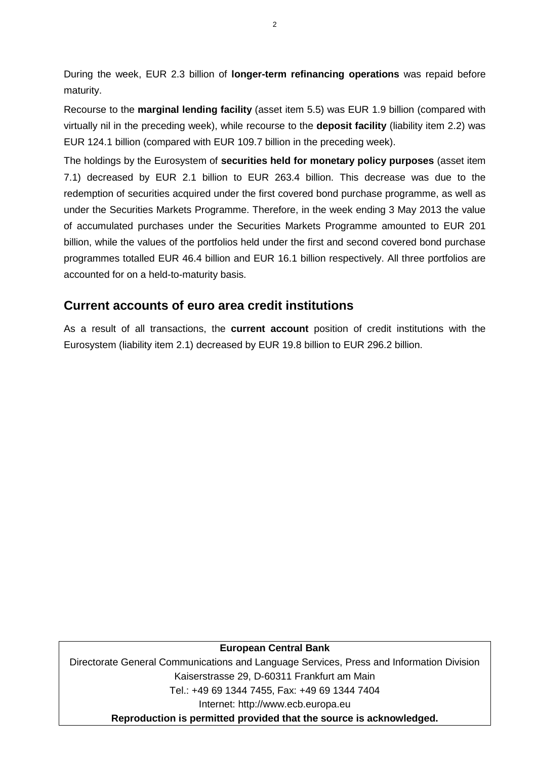During the week, EUR 2.3 billion of **longer-term refinancing operations** was repaid before maturity.

Recourse to the **marginal lending facility** (asset item 5.5) was EUR 1.9 billion (compared with virtually nil in the preceding week), while recourse to the **deposit facility** (liability item 2.2) was EUR 124.1 billion (compared with EUR 109.7 billion in the preceding week).

The holdings by the Eurosystem of **securities held for monetary policy purposes** (asset item 7.1) decreased by EUR 2.1 billion to EUR 263.4 billion. This decrease was due to the redemption of securities acquired under the first covered bond purchase programme, as well as under the Securities Markets Programme. Therefore, in the week ending 3 May 2013 the value of accumulated purchases under the Securities Markets Programme amounted to EUR 201 billion, while the values of the portfolios held under the first and second covered bond purchase programmes totalled EUR 46.4 billion and EUR 16.1 billion respectively. All three portfolios are accounted for on a held-to-maturity basis.

## Current accounts of euro area credit institutions

As a result of all transactions, the **current account** position of credit institutions with the Eurosystem (liability item 2.1) decreased by EUR 19.8 billion to EUR 296.2 billion.

**European Central Bank**

Directorate General Communications and Language Services, Press and Information Division

Kaiserstrasse 29, D-60311 Frankfurt am Main

Tel.: +49 69 1344 7455, Fax: +49 69 1344 7404

Internet: http://www.ecb.europa.eu

**Reproduction is permitted provided that the source is acknowledged.**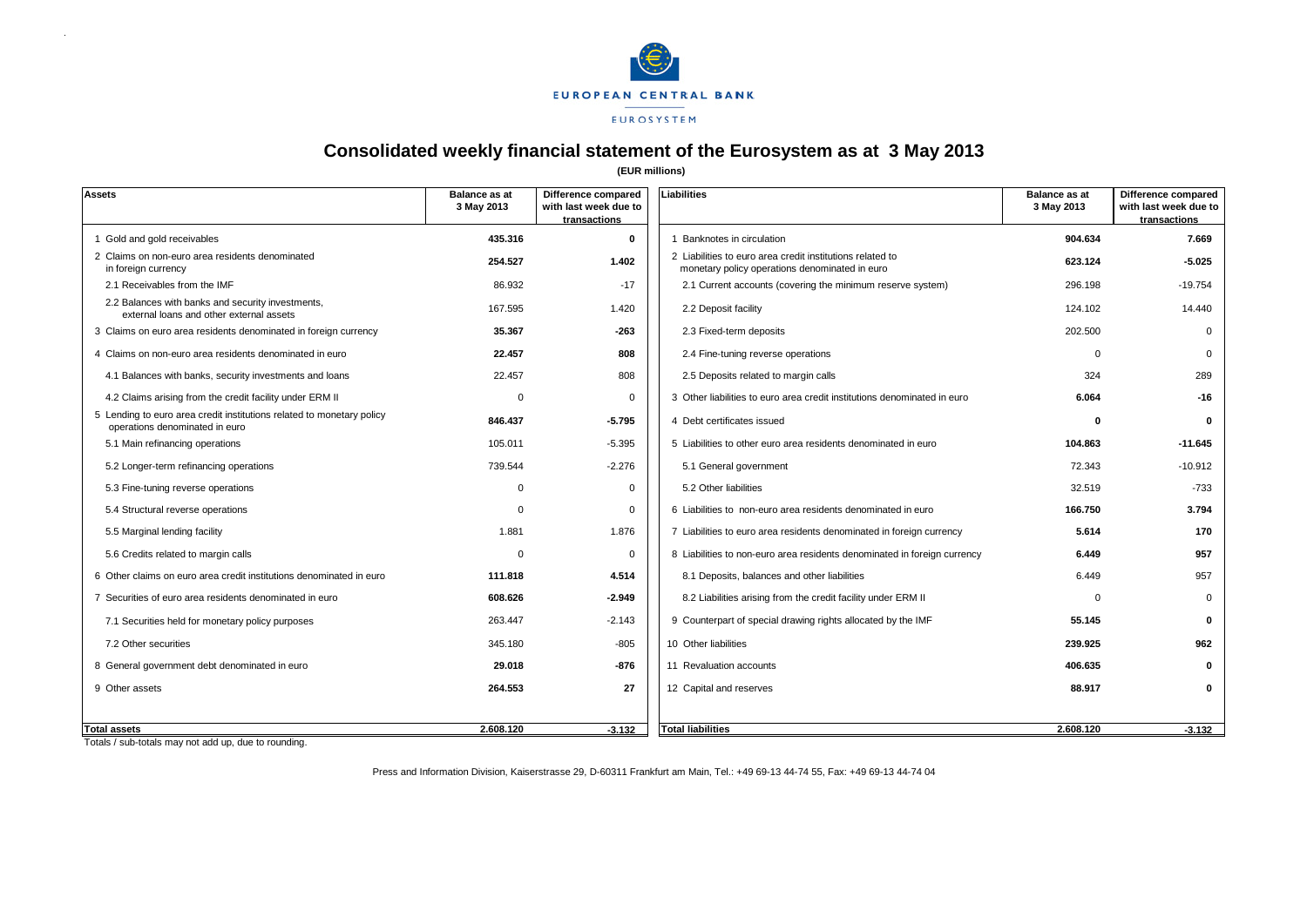EUROPEAN CENTRAL BANK

EUROSYSTEM

# Consolidated weekly financial statement of the Eurosystem as at 3 May 2013

**(EUR millions)**

| Assets | Balance as at 3 May 2013 | Difference compared with last week due to transactions | Liabilities | Balance as at 3 May 2013 | Difference compared with last week due to transactions |
|---|---|---|---|---|---|
| 1 Gold and gold receivables | **435.316** | **0** | 1 Banknotes in circulation | **904.634** | **7.669** |
| 2 Claims on non-euro area residents denominated in foreign currency | **254.527** | **1.402** | 2 Liabilities to euro area credit institutions related to monetary policy operations denominated in euro | **623.124** | **-5.025** |
| 2.1 Receivables from the IMF | 86.932 | -17 | 2.1 Current accounts (covering the minimum reserve system) | 296.198 | -19.754 |
| 2.2 Balances with banks and security investments, external loans and other external assets | 167.595 | 1.420 | 2.2 Deposit facility | 124.102 | 14.440 |
| 3 Claims on euro area residents denominated in foreign currency | **35.367** | **-263** | 2.3 Fixed-term deposits | 202.500 | 0 |
| 4 Claims on non-euro area residents denominated in euro | **22.457** | **808** | 2.4 Fine-tuning reverse operations | 0 | 0 |
| 4.1 Balances with banks, security investments and loans | 22.457 | 808 | 2.5 Deposits related to margin calls | 324 | 289 |
| 4.2 Claims arising from the credit facility under ERM II | 0 | 0 | 3 Other liabilities to euro area credit institutions denominated in euro | **6.064** | **-16** |
| 5 Lending to euro area credit institutions related to monetary policy operations denominated in euro | **846.437** | **-5.795** | 4 Debt certificates issued | **0** | **0** |
| 5.1 Main refinancing operations | 105.011 | -5.395 | 5 Liabilities to other euro area residents denominated in euro | **104.863** | **-11.645** |
| 5.2 Longer-term refinancing operations | 739.544 | -2.276 | 5.1 General government | 72.343 | -10.912 |
| 5.3 Fine-tuning reverse operations | 0 | 0 | 5.2 Other liabilities | 32.519 | -733 |
| 5.4 Structural reverse operations | 0 | 0 | 6 Liabilities to non-euro area residents denominated in euro | **166.750** | **3.794** |
| 5.5 Marginal lending facility | 1.881 | 1.876 | 7 Liabilities to euro area residents denominated in foreign currency | **5.614** | **170** |
| 5.6 Credits related to margin calls | 0 | 0 | 8 Liabilities to non-euro area residents denominated in foreign currency | **6.449** | **957** |
| 6 Other claims on euro area credit institutions denominated in euro | **111.818** | **4.514** | 8.1 Deposits, balances and other liabilities | 6.449 | 957 |
| 7 Securities of euro area residents denominated in euro | **608.626** | **-2.949** | 8.2 Liabilities arising from the credit facility under ERM II | 0 | 0 |
| 7.1 Securities held for monetary policy purposes | 263.447 | -2.143 | 9 Counterpart of special drawing rights allocated by the IMF | **55.145** | **0** |
| 7.2 Other securities | 345.180 | -805 | 10 Other liabilities | **239.925** | **962** |
| 8 General government debt denominated in euro | **29.018** | **-876** | 11 Revaluation accounts | **406.635** | **0** |
| 9 Other assets | **264.553** | **27** | 12 Capital and reserves | **88.917** | **0** |
| **Total assets** | **2.608.120** | **-3.132** | **Total liabilities** | **2.608.120** | **-3.132** |

Totals / sub-totals may not add up, due to rounding.

Press and Information Division, Kaiserstrasse 29, D-60311 Frankfurt am Main, Tel.: +49 69-13 44-74 55, Fax: +49 69-13 44-74 04